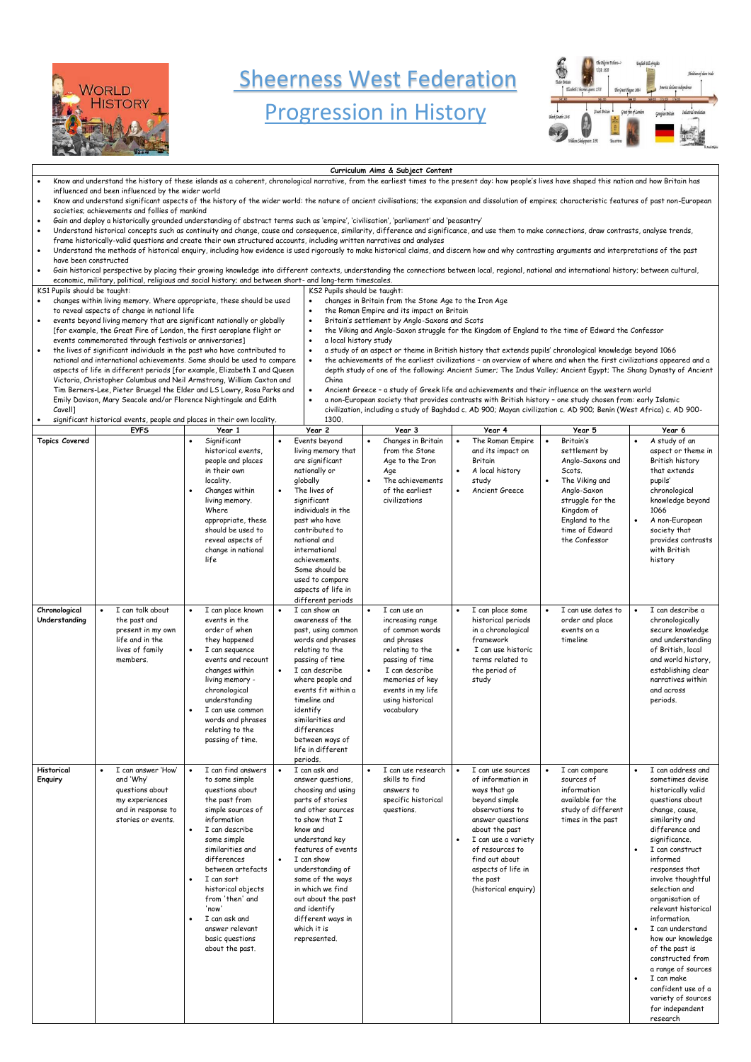# Sheerness West Federation

# Progression in History

**Curriculum Aims & Subject Content**

- Know and understand the history of these islands as a coherent, chronological narrative, from the earliest times to the present day: how people's lives have shaped this nation and how Britain has influenced and been influenced by the wider world
- Know and understand significant aspects of the history of the wider world: the nature of ancient civilisations; the expansion and dissolution of empires; characteristic features of past non-European societies; achievements and follies of mankind
- Gain and deploy a historically grounded understanding of abstract terms such as 'empire', 'civilisation', 'parliament' and 'peasantry'
- Understand historical concepts such as continuity and change, cause and consequence, similarity, difference and significance, and use them to make connections, draw contrasts, analyse trends, frame historically-valid questions and create their own structured accounts, including written narratives and analyses
- Understand the methods of historical enquiry, including how evidence is used rigorously to make historical claims, and discern how and why contrasting arguments and interpretations of the past have been constructed
- Gain historical perspective by placing their growing knowledge into different contexts, understanding the connections between local, regional, national and international history; between cultural, economic, military, political, religious and social history; and between short- and long-term timescales.

**KS1 Pupils should be taught:**

- changes within living memory. Where appropriate, these should be used to reveal aspects of change in national life
- events beyond living memory that are significant nationally or globally [for example, the Great Fire of London, the first aeroplane flight or events commemorated through festivals or anniversaries]
- the lives of significant individuals in the past who have contributed to national and international achievements. Some should be used to compare aspects of life in different periods [for example, Elizabeth I and Queen Victoria, Christopher Columbus and Neil Armstrong, William Caxton and Tim Berners-Lee, Pieter Bruegel the Elder and LS Lowry, Rosa Parks and Emily Davison, Mary Seacole and/or Florence Nightingale and Edith Cavell]
- significant historical events, people and places in their own locality.

**KS2 Pupils should be taught:**

- changes in Britain from the Stone Age to the Iron Age
- the Roman Empire and its impact on Britain
- Britain's settlement by Anglo-Saxons and Scots
- the Viking and Anglo-Saxon struggle for the Kingdom of England to the time of Edward the Confessor
- a local history study
- a study of an aspect or theme in British history that extends pupils' chronological knowledge beyond 1066
- the achievements of the earliest civilizations – an overview of where and when the first civilizations appeared and a depth study of one of the following: Ancient Sumer; The Indus Valley; Ancient Egypt; The Shang Dynasty of Ancient China
- Ancient Greece – a study of Greek life and achievements and their influence on the western world
- a non-European society that provides contrasts with British history – one study chosen from: early Islamic civilization, including a study of Baghdad c. AD 900; Mayan civilization c. AD 900; Benin (West Africa) c. AD 900-1300.

| | EYFS | Year 1 | Year 2 | Year 3 | Year 4 | Year 5 | Year 6 |
|---|---|---|---|---|---|---|---|
| **Topics Covered** | | • Significant historical events, people and places in their own locality.<br>• Changes within living memory. Where appropriate, these should be used to reveal aspects of change in national life | • Events beyond living memory that are significant nationally or globally<br>• The lives of significant individuals in the past who have contributed to national and international achievements. Some should be used to compare aspects of life in different periods | • Changes in Britain from the Stone Age to the Iron Age<br>• The achievements of the earliest civilizations | • The Roman Empire and its impact on Britain<br>• A local history study<br>• Ancient Greece | • Britain's settlement by Anglo-Saxons and Scots.<br>• The Viking and Anglo-Saxon struggle for the Kingdom of England to the time of Edward the Confessor | • A study of an aspect or theme in British history that extends pupils' chronological knowledge beyond 1066<br>• A non-European society that provides contrasts with British history |
| **Chronological Understanding** | • I can talk about the past and present in my own life and in the lives of family members. | • I can place known events in the order of when they happened<br>• I can sequence events and recount changes within living memory - chronological understanding<br>• I can use common words and phrases relating to the passing of time. | • I can show an awareness of the past, using common words and phrases relating to the passing of time<br>• I can describe where people and events fit within a timeline and identify similarities and differences between ways of life in different periods. | • I can use an increasing range of common words and phrases relating to the passing of time<br>• I can describe memories of key events in my life using historical vocabulary | • I can place some historical periods in a chronological framework<br>• I can use historic terms related to the period of study | • I can use dates to order and place events on a timeline | • I can describe a chronologically secure knowledge and understanding of British, local and world history, establishing clear narratives within and across periods. |
| **Historical Enquiry** | • I can answer 'How' and 'Why' questions about my experiences and in response to stories or events. | • I can find answers to some simple questions about the past from simple sources of information<br>• I can describe some simple similarities and differences between artefacts<br>• I can sort historical objects from 'then' and 'now'<br>• I can ask and answer relevant basic questions about the past. | • I can ask and answer questions, choosing and using parts of stories and other sources to show that I know and understand key features of events<br>• I can show understanding of some of the ways in which we find out about the past and identify different ways in which it is represented. | • I can use research skills to find answers to specific historical questions. | • I can use sources of information in ways that go beyond simple observations to answer questions about the past<br>• I can use a variety of resources to find out about aspects of life in the past (historical enquiry) | • I can compare sources of information available for the study of different times in the past | • I can address and sometimes devise historically valid questions about change, cause, similarity and difference and significance.<br>• I can construct informed responses that involve thoughtful selection and organisation of relevant historical information.<br>• I can understand how our knowledge of the past is constructed from a range of sources<br>• I can make confident use of a variety of sources for independent research |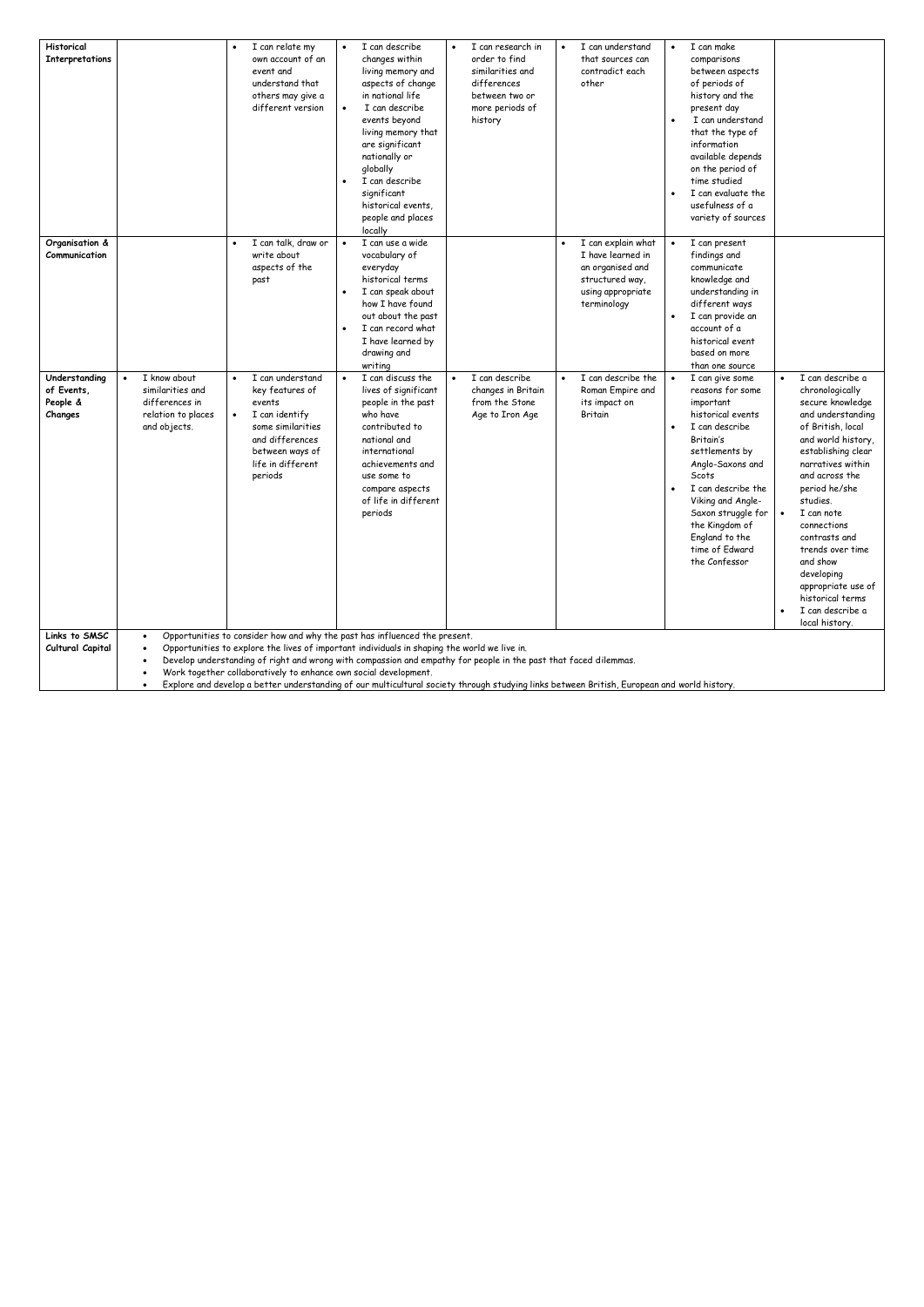| | | | | | | | |
|---|---|---|---|---|---|---|---|
| **Historical Interpretations** | | • I can relate my own account of an event and understand that others may give a different version | • I can describe changes within living memory and aspects of change in national life<br>• I can describe events beyond living memory that are significant nationally or globally<br>• I can describe significant historical events, people and places locally | • I can research in order to find similarities and differences between two or more periods of history | • I can understand that sources can contradict each other | • I can make comparisons between aspects of periods of history and the present day<br>• I can understand that the type of information available depends on the period of time studied<br>• I can evaluate the usefulness of a variety of sources | |
| **Organisation & Communication** | | • I can talk, draw or write about aspects of the past | • I can use a wide vocabulary of everyday historical terms<br>• I can speak about how I have found out about the past<br>• I can record what I have learned by drawing and writing | | • I can explain what I have learned in an organised and structured way, using appropriate terminology | • I can present findings and communicate knowledge and understanding in different ways<br>• I can provide an account of a historical event based on more than one source | |
| **Understanding of Events, People & Changes** | • I know about similarities and differences in relation to places and objects. | • I can understand key features of events<br>• I can identify some similarities and differences between ways of life in different periods | • I can discuss the lives of significant people in the past who have contributed to national and international achievements and use some to compare aspects of life in different periods | • I can describe changes in Britain from the Stone Age to Iron Age | • I can describe the Roman Empire and its impact on Britain | • I can give some reasons for some important historical events<br>• I can describe Britain's settlements by Anglo-Saxons and Scots<br>• I can describe the Viking and Angle-Saxon struggle for the Kingdom of England to the time of Edward the Confessor | • I can describe a chronologically secure knowledge and understanding of British, local and world history, establishing clear narratives within and across the period he/she studies.<br>• I can note connections contrasts and trends over time and show developing appropriate use of historical terms<br>• I can describe a local history. |
| **Links to SMSC Cultural Capital** | • Opportunities to consider how and why the past has influenced the present.<br>• Opportunities to explore the lives of important individuals in shaping the world we live in.<br>• Develop understanding of right and wrong with compassion and empathy for people in the past that faced dilemmas.<br>• Work together collaboratively to enhance own social development.<br>• Explore and develop a better understanding of our multicultural society through studying links between British, European and world history. | | | | | | |